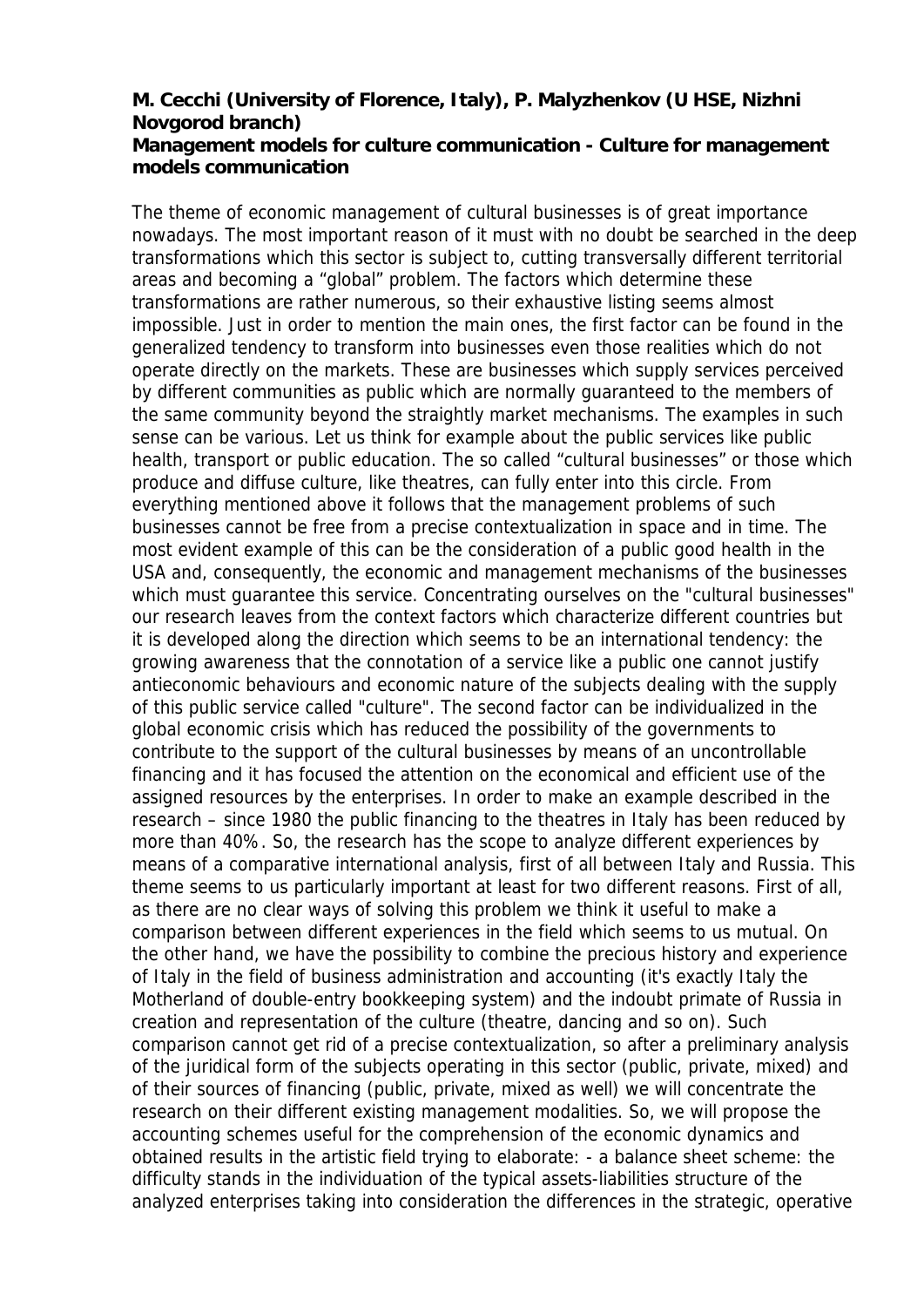**M. Cecchi (University of Florence, Italy), P. Malyzhenkov (U HSE, Nizhni Novgorod branch)**
**Management models for culture communication - Culture for management models communication**

The theme of economic management of cultural businesses is of great importance nowadays. The most important reason of it must with no doubt be searched in the deep transformations which this sector is subject to, cutting transversally different territorial areas and becoming a "global" problem. The factors which determine these transformations are rather numerous, so their exhaustive listing seems almost impossible. Just in order to mention the main ones, the first factor can be found in the generalized tendency to transform into businesses even those realities which do not operate directly on the markets. These are businesses which supply services perceived by different communities as public which are normally guaranteed to the members of the same community beyond the straightly market mechanisms. The examples in such sense can be various. Let us think for example about the public services like public health, transport or public education. The so called "cultural businesses" or those which produce and diffuse culture, like theatres, can fully enter into this circle. From everything mentioned above it follows that the management problems of such businesses cannot be free from a precise contextualization in space and in time. The most evident example of this can be the consideration of a public good health in the USA and, consequently, the economic and management mechanisms of the businesses which must guarantee this service. Concentrating ourselves on the "cultural businesses" our research leaves from the context factors which characterize different countries but it is developed along the direction which seems to be an international tendency: the growing awareness that the connotation of a service like a public one cannot justify antieconomic behaviours and economic nature of the subjects dealing with the supply of this public service called "culture". The second factor can be individualized in the global economic crisis which has reduced the possibility of the governments to contribute to the support of the cultural businesses by means of an uncontrollable financing and it has focused the attention on the economical and efficient use of the assigned resources by the enterprises. In order to make an example described in the research – since 1980 the public financing to the theatres in Italy has been reduced by more than 40%. So, the research has the scope to analyze different experiences by means of a comparative international analysis, first of all between Italy and Russia. This theme seems to us particularly important at least for two different reasons. First of all, as there are no clear ways of solving this problem we think it useful to make a comparison between different experiences in the field which seems to us mutual. On the other hand, we have the possibility to combine the precious history and experience of Italy in the field of business administration and accounting (it's exactly Italy the Motherland of double-entry bookkeeping system) and the indoubt primate of Russia in creation and representation of the culture (theatre, dancing and so on). Such comparison cannot get rid of a precise contextualization, so after a preliminary analysis of the juridical form of the subjects operating in this sector (public, private, mixed) and of their sources of financing (public, private, mixed as well) we will concentrate the research on their different existing management modalities. So, we will propose the accounting schemes useful for the comprehension of the economic dynamics and obtained results in the artistic field trying to elaborate: - a balance sheet scheme: the difficulty stands in the individuation of the typical assets-liabilities structure of the analyzed enterprises taking into consideration the differences in the strategic, operative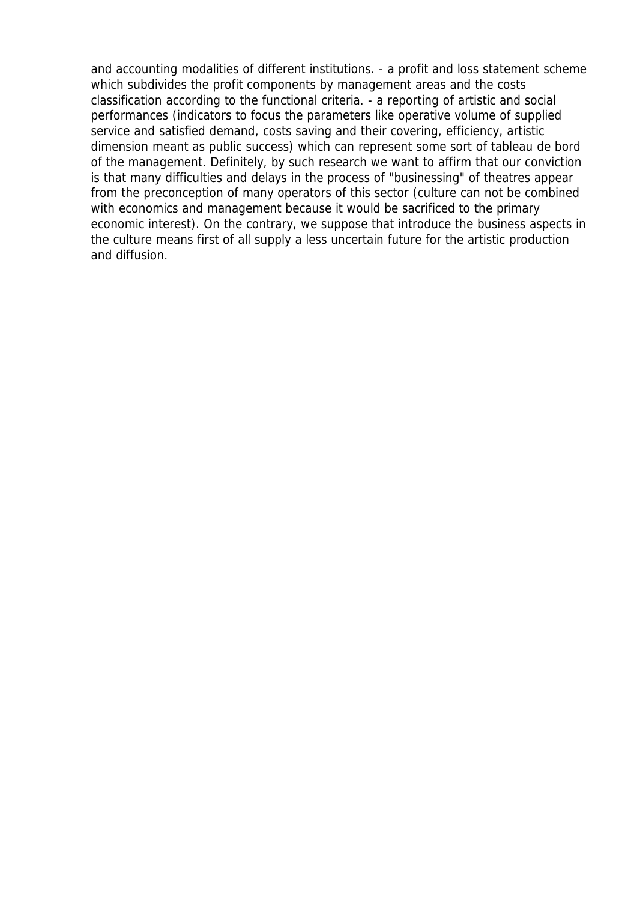and accounting modalities of different institutions. - a profit and loss statement scheme which subdivides the profit components by management areas and the costs classification according to the functional criteria. - a reporting of artistic and social performances (indicators to focus the parameters like operative volume of supplied service and satisfied demand, costs saving and their covering, efficiency, artistic dimension meant as public success) which can represent some sort of tableau de bord of the management. Definitely, by such research we want to affirm that our conviction is that many difficulties and delays in the process of "businessing" of theatres appear from the preconception of many operators of this sector (culture can not be combined with economics and management because it would be sacrificed to the primary economic interest). On the contrary, we suppose that introduce the business aspects in the culture means first of all supply a less uncertain future for the artistic production and diffusion.